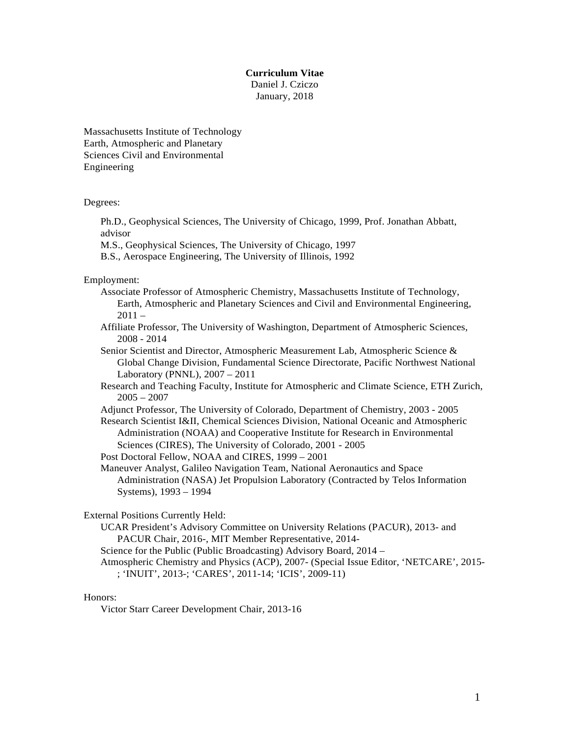**Curriculum Vitae**
Daniel J. Cziczo
January, 2018

Massachusetts Institute of Technology
Earth, Atmospheric and Planetary
Sciences Civil and Environmental
Engineering

Degrees:

- Ph.D., Geophysical Sciences, The University of Chicago, 1999, Prof. Jonathan Abbatt, advisor
- M.S., Geophysical Sciences, The University of Chicago, 1997
- B.S., Aerospace Engineering, The University of Illinois, 1992

Employment:

- Associate Professor of Atmospheric Chemistry, Massachusetts Institute of Technology, Earth, Atmospheric and Planetary Sciences and Civil and Environmental Engineering, 2011 –
- Affiliate Professor, The University of Washington, Department of Atmospheric Sciences, 2008 - 2014
- Senior Scientist and Director, Atmospheric Measurement Lab, Atmospheric Science & Global Change Division, Fundamental Science Directorate, Pacific Northwest National Laboratory (PNNL), 2007 – 2011
- Research and Teaching Faculty, Institute for Atmospheric and Climate Science, ETH Zurich, 2005 – 2007
- Adjunct Professor, The University of Colorado, Department of Chemistry, 2003 - 2005
- Research Scientist I&II, Chemical Sciences Division, National Oceanic and Atmospheric Administration (NOAA) and Cooperative Institute for Research in Environmental Sciences (CIRES), The University of Colorado, 2001 - 2005
- Post Doctoral Fellow, NOAA and CIRES, 1999 – 2001
- Maneuver Analyst, Galileo Navigation Team, National Aeronautics and Space Administration (NASA) Jet Propulsion Laboratory (Contracted by Telos Information Systems), 1993 – 1994

External Positions Currently Held:

- UCAR President's Advisory Committee on University Relations (PACUR), 2013- and PACUR Chair, 2016-, MIT Member Representative, 2014-
- Science for the Public (Public Broadcasting) Advisory Board, 2014 –
- Atmospheric Chemistry and Physics (ACP), 2007- (Special Issue Editor, 'NETCARE', 2015-; 'INUIT', 2013-; 'CARES', 2011-14; 'ICIS', 2009-11)

Honors:

- Victor Starr Career Development Chair, 2013-16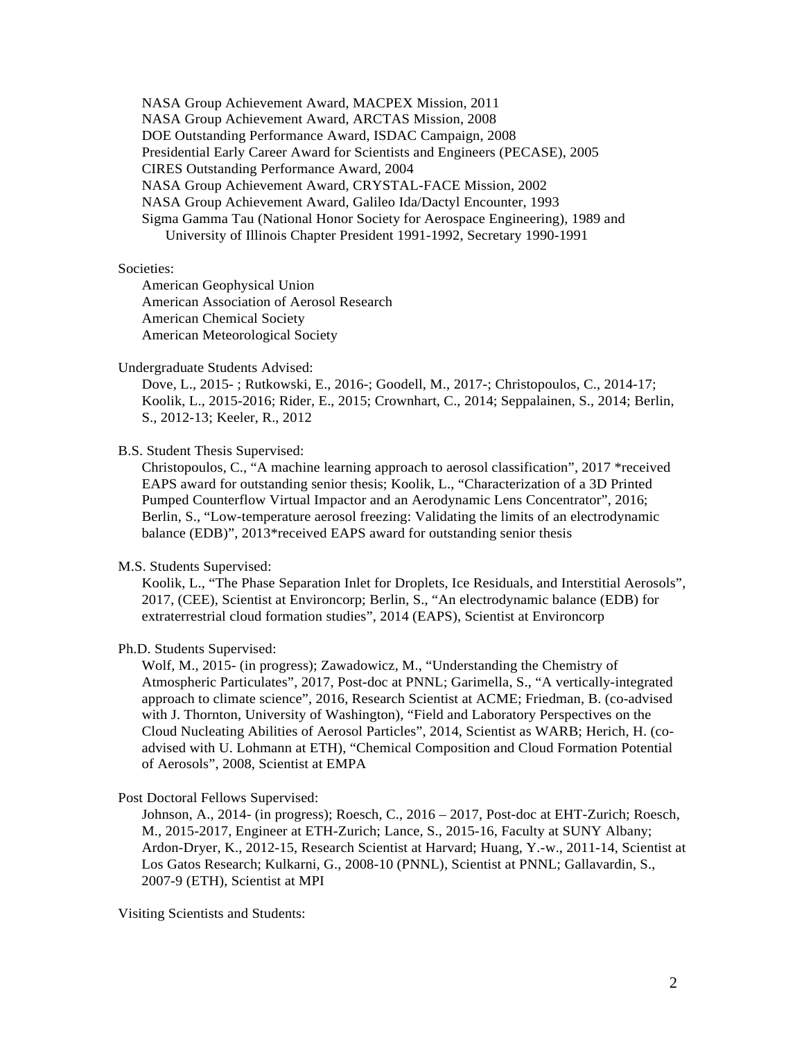NASA Group Achievement Award, MACPEX Mission, 2011
NASA Group Achievement Award, ARCTAS Mission, 2008
DOE Outstanding Performance Award, ISDAC Campaign, 2008
Presidential Early Career Award for Scientists and Engineers (PECASE), 2005
CIRES Outstanding Performance Award, 2004
NASA Group Achievement Award, CRYSTAL-FACE Mission, 2002
NASA Group Achievement Award, Galileo Ida/Dactyl Encounter, 1993
Sigma Gamma Tau (National Honor Society for Aerospace Engineering), 1989 and University of Illinois Chapter President 1991-1992, Secretary 1990-1991

Societies:

American Geophysical Union
American Association of Aerosol Research
American Chemical Society
American Meteorological Society

Undergraduate Students Advised:

Dove, L., 2015- ; Rutkowski, E., 2016-; Goodell, M., 2017-; Christopoulos, C., 2014-17; Koolik, L., 2015-2016; Rider, E., 2015; Crownhart, C., 2014; Seppalainen, S., 2014; Berlin, S., 2012-13; Keeler, R., 2012

B.S. Student Thesis Supervised:

Christopoulos, C., "A machine learning approach to aerosol classification", 2017 *received EAPS award for outstanding senior thesis; Koolik, L., "Characterization of a 3D Printed Pumped Counterflow Virtual Impactor and an Aerodynamic Lens Concentrator", 2016; Berlin, S., "Low-temperature aerosol freezing: Validating the limits of an electrodynamic balance (EDB)", 2013*received EAPS award for outstanding senior thesis

M.S. Students Supervised:

Koolik, L., "The Phase Separation Inlet for Droplets, Ice Residuals, and Interstitial Aerosols", 2017, (CEE), Scientist at Environcorp; Berlin, S., "An electrodynamic balance (EDB) for extraterrestrial cloud formation studies", 2014 (EAPS), Scientist at Environcorp

Ph.D. Students Supervised:

Wolf, M., 2015- (in progress); Zawadowicz, M., "Understanding the Chemistry of Atmospheric Particulates", 2017, Post-doc at PNNL; Garimella, S., "A vertically-integrated approach to climate science", 2016, Research Scientist at ACME; Friedman, B. (co-advised with J. Thornton, University of Washington), "Field and Laboratory Perspectives on the Cloud Nucleating Abilities of Aerosol Particles", 2014, Scientist as WARB; Herich, H. (co-advised with U. Lohmann at ETH), "Chemical Composition and Cloud Formation Potential of Aerosols", 2008, Scientist at EMPA

Post Doctoral Fellows Supervised:

Johnson, A., 2014- (in progress); Roesch, C., 2016 – 2017, Post-doc at EHT-Zurich; Roesch, M., 2015-2017, Engineer at ETH-Zurich; Lance, S., 2015-16, Faculty at SUNY Albany; Ardon-Dryer, K., 2012-15, Research Scientist at Harvard; Huang, Y.-w., 2011-14, Scientist at Los Gatos Research; Kulkarni, G., 2008-10 (PNNL), Scientist at PNNL; Gallavardin, S., 2007-9 (ETH), Scientist at MPI

Visiting Scientists and Students: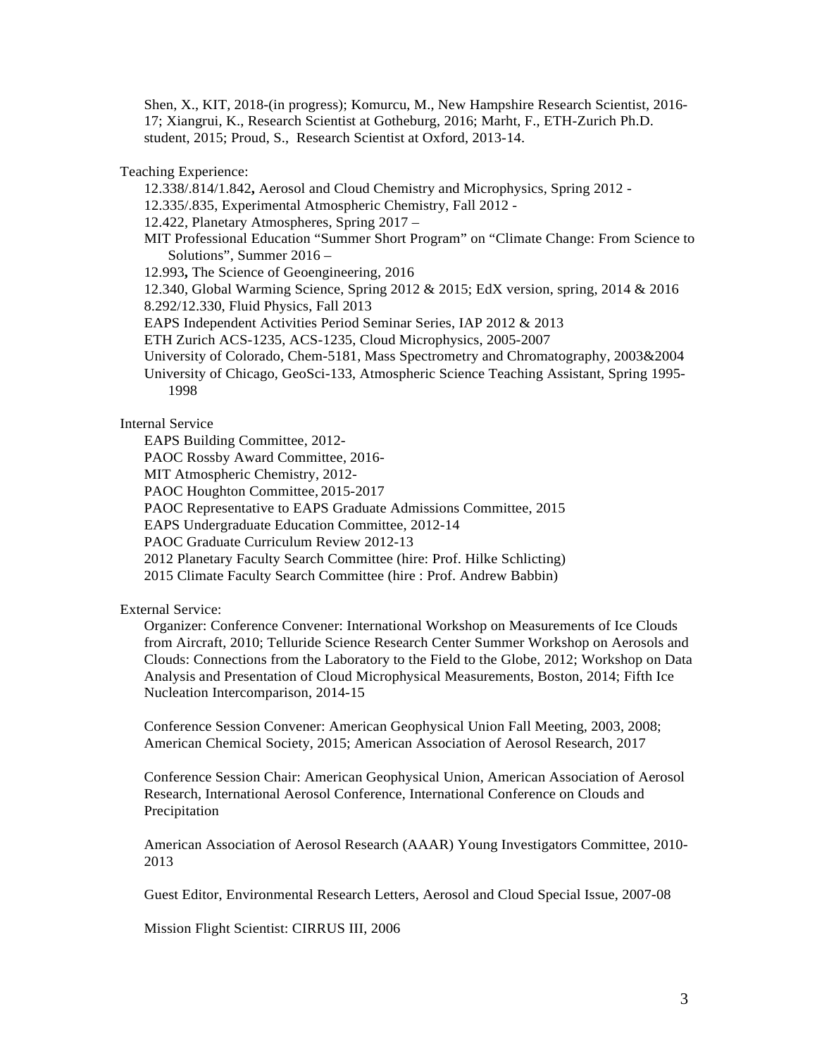Shen, X., KIT, 2018-(in progress); Komurcu, M., New Hampshire Research Scientist, 2016-17; Xiangrui, K., Research Scientist at Gotheburg, 2016; Marht, F., ETH-Zurich Ph.D. student, 2015; Proud, S., Research Scientist at Oxford, 2013-14.

Teaching Experience:

- 12.338/.814/1.842**,** Aerosol and Cloud Chemistry and Microphysics, Spring 2012 -
- 12.335/.835, Experimental Atmospheric Chemistry, Fall 2012 -
- 12.422, Planetary Atmospheres, Spring 2017 –
- MIT Professional Education "Summer Short Program" on "Climate Change: From Science to Solutions", Summer 2016 –
- 12.993**,** The Science of Geoengineering, 2016
- 12.340, Global Warming Science, Spring 2012 & 2015; EdX version, spring, 2014 & 2016
- 8.292/12.330, Fluid Physics, Fall 2013
- EAPS Independent Activities Period Seminar Series, IAP 2012 & 2013
- ETH Zurich ACS-1235, ACS-1235, Cloud Microphysics, 2005-2007
- University of Colorado, Chem-5181, Mass Spectrometry and Chromatography, 2003&2004
- University of Chicago, GeoSci-133, Atmospheric Science Teaching Assistant, Spring 1995-1998

Internal Service

- EAPS Building Committee, 2012-
- PAOC Rossby Award Committee, 2016-
- MIT Atmospheric Chemistry, 2012-
- PAOC Houghton Committee, 2015-2017
- PAOC Representative to EAPS Graduate Admissions Committee, 2015
- EAPS Undergraduate Education Committee, 2012-14
- PAOC Graduate Curriculum Review 2012-13
- 2012 Planetary Faculty Search Committee (hire: Prof. Hilke Schlicting)
- 2015 Climate Faculty Search Committee (hire : Prof. Andrew Babbin)

External Service:

Organizer: Conference Convener: International Workshop on Measurements of Ice Clouds from Aircraft, 2010; Telluride Science Research Center Summer Workshop on Aerosols and Clouds: Connections from the Laboratory to the Field to the Globe, 2012; Workshop on Data Analysis and Presentation of Cloud Microphysical Measurements, Boston, 2014; Fifth Ice Nucleation Intercomparison, 2014-15

Conference Session Convener: American Geophysical Union Fall Meeting, 2003, 2008; American Chemical Society, 2015; American Association of Aerosol Research, 2017

Conference Session Chair: American Geophysical Union, American Association of Aerosol Research, International Aerosol Conference, International Conference on Clouds and Precipitation

American Association of Aerosol Research (AAAR) Young Investigators Committee, 2010-2013

Guest Editor, Environmental Research Letters, Aerosol and Cloud Special Issue, 2007-08

Mission Flight Scientist: CIRRUS III, 2006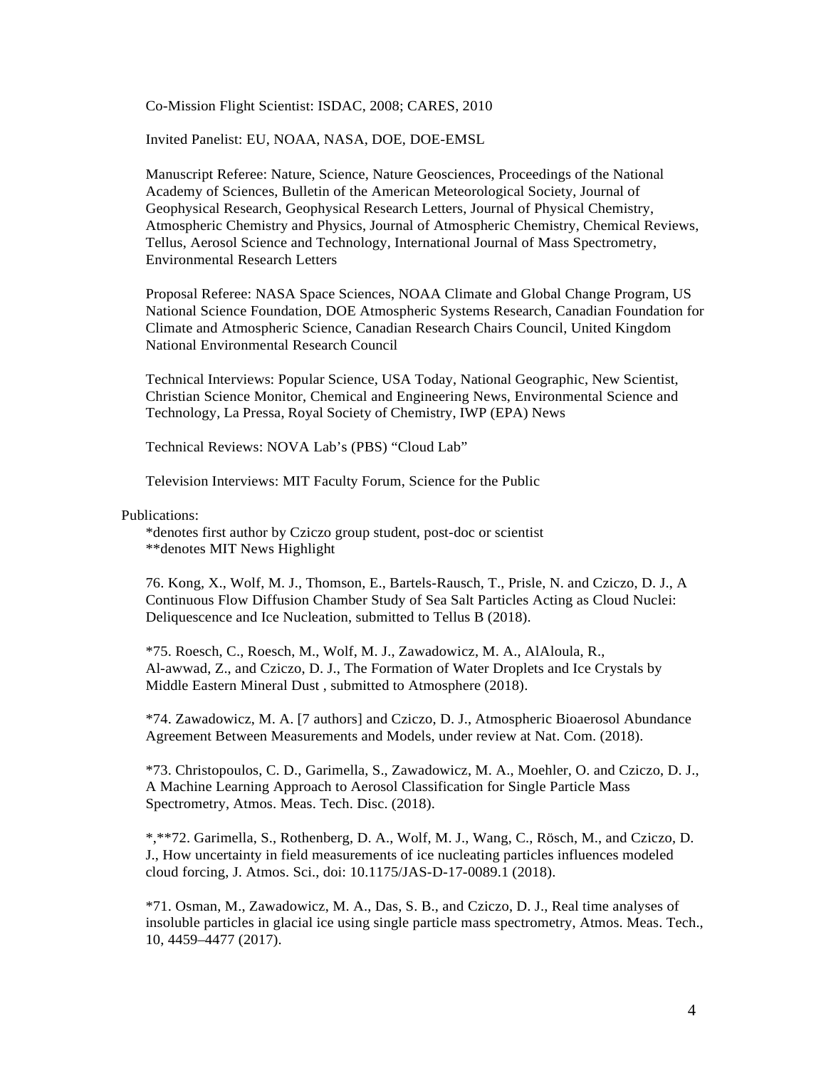Co-Mission Flight Scientist: ISDAC, 2008; CARES, 2010

Invited Panelist: EU, NOAA, NASA, DOE, DOE-EMSL

Manuscript Referee: Nature, Science, Nature Geosciences, Proceedings of the National Academy of Sciences, Bulletin of the American Meteorological Society, Journal of Geophysical Research, Geophysical Research Letters, Journal of Physical Chemistry, Atmospheric Chemistry and Physics, Journal of Atmospheric Chemistry, Chemical Reviews, Tellus, Aerosol Science and Technology, International Journal of Mass Spectrometry, Environmental Research Letters

Proposal Referee: NASA Space Sciences, NOAA Climate and Global Change Program, US National Science Foundation, DOE Atmospheric Systems Research, Canadian Foundation for Climate and Atmospheric Science, Canadian Research Chairs Council, United Kingdom National Environmental Research Council

Technical Interviews: Popular Science, USA Today, National Geographic, New Scientist, Christian Science Monitor, Chemical and Engineering News, Environmental Science and Technology, La Pressa, Royal Society of Chemistry, IWP (EPA) News

Technical Reviews: NOVA Lab's (PBS) "Cloud Lab"

Television Interviews: MIT Faculty Forum, Science for the Public

Publications:

*denotes first author by Cziczo group student, post-doc or scientist
**denotes MIT News Highlight

76. Kong, X., Wolf, M. J., Thomson, E., Bartels-Rausch, T., Prisle, N. and Cziczo, D. J., A Continuous Flow Diffusion Chamber Study of Sea Salt Particles Acting as Cloud Nuclei: Deliquescence and Ice Nucleation, submitted to Tellus B (2018).

*75. Roesch, C., Roesch, M., Wolf, M. J., Zawadowicz, M. A., AlAloula, R., Al-awwad, Z., and Cziczo, D. J., The Formation of Water Droplets and Ice Crystals by Middle Eastern Mineral Dust , submitted to Atmosphere (2018).

*74. Zawadowicz, M. A. [7 authors] and Cziczo, D. J., Atmospheric Bioaerosol Abundance Agreement Between Measurements and Models, under review at Nat. Com. (2018).

*73. Christopoulos, C. D., Garimella, S., Zawadowicz, M. A., Moehler, O. and Cziczo, D. J., A Machine Learning Approach to Aerosol Classification for Single Particle Mass Spectrometry, Atmos. Meas. Tech. Disc. (2018).

*,**72. Garimella, S., Rothenberg, D. A., Wolf, M. J., Wang, C., Rösch, M., and Cziczo, D. J., How uncertainty in field measurements of ice nucleating particles influences modeled cloud forcing, J. Atmos. Sci., doi: 10.1175/JAS-D-17-0089.1 (2018).

*71. Osman, M., Zawadowicz, M. A., Das, S. B., and Cziczo, D. J., Real time analyses of insoluble particles in glacial ice using single particle mass spectrometry, Atmos. Meas. Tech., 10, 4459–4477 (2017).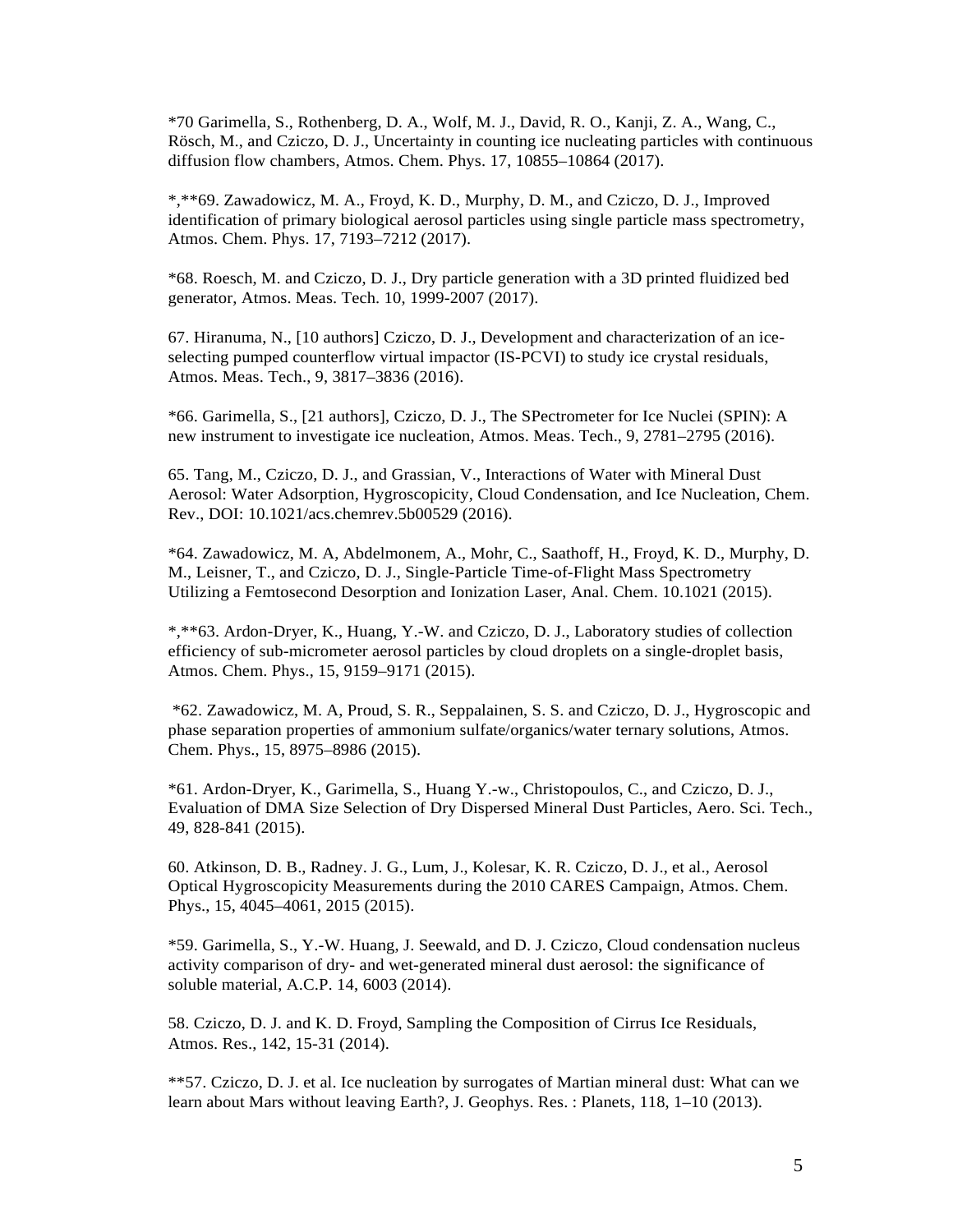*70 Garimella, S., Rothenberg, D. A., Wolf, M. J., David, R. O., Kanji, Z. A., Wang, C., Rösch, M., and Cziczo, D. J., Uncertainty in counting ice nucleating particles with continuous diffusion flow chambers, Atmos. Chem. Phys. 17, 10855–10864 (2017).

*,**69. Zawadowicz, M. A., Froyd, K. D., Murphy, D. M., and Cziczo, D. J., Improved identification of primary biological aerosol particles using single particle mass spectrometry, Atmos. Chem. Phys. 17, 7193–7212 (2017).

*68. Roesch, M. and Cziczo, D. J., Dry particle generation with a 3D printed fluidized bed generator, Atmos. Meas. Tech. 10, 1999-2007 (2017).

67. Hiranuma, N., [10 authors] Cziczo, D. J., Development and characterization of an ice-selecting pumped counterflow virtual impactor (IS-PCVI) to study ice crystal residuals, Atmos. Meas. Tech., 9, 3817–3836 (2016).

*66. Garimella, S., [21 authors], Cziczo, D. J., The SPectrometer for Ice Nuclei (SPIN): A new instrument to investigate ice nucleation, Atmos. Meas. Tech., 9, 2781–2795 (2016).

65. Tang, M., Cziczo, D. J., and Grassian, V., Interactions of Water with Mineral Dust Aerosol: Water Adsorption, Hygroscopicity, Cloud Condensation, and Ice Nucleation, Chem. Rev., DOI: 10.1021/acs.chemrev.5b00529 (2016).

*64. Zawadowicz, M. A, Abdelmonem, A., Mohr, C., Saathoff, H., Froyd, K. D., Murphy, D. M., Leisner, T., and Cziczo, D. J., Single-Particle Time-of-Flight Mass Spectrometry Utilizing a Femtosecond Desorption and Ionization Laser, Anal. Chem. 10.1021 (2015).

*,**63. Ardon-Dryer, K., Huang, Y.-W. and Cziczo, D. J., Laboratory studies of collection efficiency of sub-micrometer aerosol particles by cloud droplets on a single-droplet basis, Atmos. Chem. Phys., 15, 9159–9171 (2015).

*62. Zawadowicz, M. A, Proud, S. R., Seppalainen, S. S. and Cziczo, D. J., Hygroscopic and phase separation properties of ammonium sulfate/organics/water ternary solutions, Atmos. Chem. Phys., 15, 8975–8986 (2015).

*61. Ardon-Dryer, K., Garimella, S., Huang Y.-w., Christopoulos, C., and Cziczo, D. J., Evaluation of DMA Size Selection of Dry Dispersed Mineral Dust Particles, Aero. Sci. Tech., 49, 828-841 (2015).

60. Atkinson, D. B., Radney. J. G., Lum, J., Kolesar, K. R. Cziczo, D. J., et al., Aerosol Optical Hygroscopicity Measurements during the 2010 CARES Campaign, Atmos. Chem. Phys., 15, 4045–4061, 2015 (2015).

*59. Garimella, S., Y.-W. Huang, J. Seewald, and D. J. Cziczo, Cloud condensation nucleus activity comparison of dry- and wet-generated mineral dust aerosol: the significance of soluble material, A.C.P. 14, 6003 (2014).

58. Cziczo, D. J. and K. D. Froyd, Sampling the Composition of Cirrus Ice Residuals, Atmos. Res., 142, 15-31 (2014).

**57. Cziczo, D. J. et al. Ice nucleation by surrogates of Martian mineral dust: What can we learn about Mars without leaving Earth?, J. Geophys. Res. : Planets, 118, 1–10 (2013).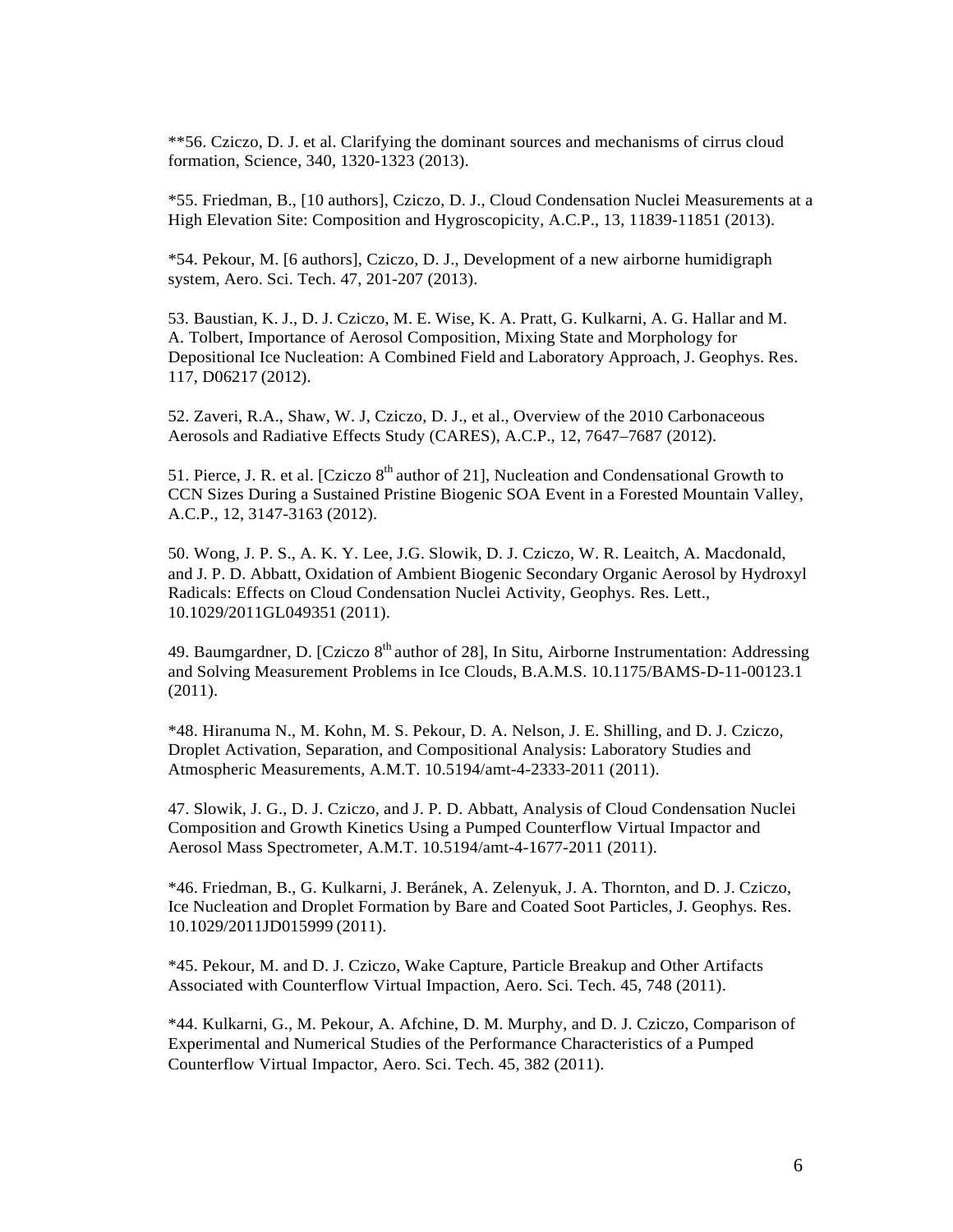**56. Cziczo, D. J. et al. Clarifying the dominant sources and mechanisms of cirrus cloud formation, Science, 340, 1320-1323 (2013).

*55. Friedman, B., [10 authors], Cziczo, D. J., Cloud Condensation Nuclei Measurements at a High Elevation Site: Composition and Hygroscopicity, A.C.P., 13, 11839-11851 (2013).

*54. Pekour, M. [6 authors], Cziczo, D. J., Development of a new airborne humidigraph system, Aero. Sci. Tech. 47, 201-207 (2013).

53. Baustian, K. J., D. J. Cziczo, M. E. Wise, K. A. Pratt, G. Kulkarni, A. G. Hallar and M. A. Tolbert, Importance of Aerosol Composition, Mixing State and Morphology for Depositional Ice Nucleation: A Combined Field and Laboratory Approach, J. Geophys. Res. 117, D06217 (2012).

52. Zaveri, R.A., Shaw, W. J, Cziczo, D. J., et al., Overview of the 2010 Carbonaceous Aerosols and Radiative Effects Study (CARES), A.C.P., 12, 7647–7687 (2012).

51. Pierce, J. R. et al. [Cziczo 8th author of 21], Nucleation and Condensational Growth to CCN Sizes During a Sustained Pristine Biogenic SOA Event in a Forested Mountain Valley, A.C.P., 12, 3147-3163 (2012).

50. Wong, J. P. S., A. K. Y. Lee, J.G. Slowik, D. J. Cziczo, W. R. Leaitch, A. Macdonald, and J. P. D. Abbatt, Oxidation of Ambient Biogenic Secondary Organic Aerosol by Hydroxyl Radicals: Effects on Cloud Condensation Nuclei Activity, Geophys. Res. Lett., 10.1029/2011GL049351 (2011).

49. Baumgardner, D. [Cziczo 8th author of 28], In Situ, Airborne Instrumentation: Addressing and Solving Measurement Problems in Ice Clouds, B.A.M.S. 10.1175/BAMS-D-11-00123.1 (2011).

*48. Hiranuma N., M. Kohn, M. S. Pekour, D. A. Nelson, J. E. Shilling, and D. J. Cziczo, Droplet Activation, Separation, and Compositional Analysis: Laboratory Studies and Atmospheric Measurements, A.M.T. 10.5194/amt-4-2333-2011 (2011).

47. Slowik, J. G., D. J. Cziczo, and J. P. D. Abbatt, Analysis of Cloud Condensation Nuclei Composition and Growth Kinetics Using a Pumped Counterflow Virtual Impactor and Aerosol Mass Spectrometer, A.M.T. 10.5194/amt-4-1677-2011 (2011).

*46. Friedman, B., G. Kulkarni, J. Beránek, A. Zelenyuk, J. A. Thornton, and D. J. Cziczo, Ice Nucleation and Droplet Formation by Bare and Coated Soot Particles, J. Geophys. Res. 10.1029/2011JD015999 (2011).

*45. Pekour, M. and D. J. Cziczo, Wake Capture, Particle Breakup and Other Artifacts Associated with Counterflow Virtual Impaction, Aero. Sci. Tech. 45, 748 (2011).

*44. Kulkarni, G., M. Pekour, A. Afchine, D. M. Murphy, and D. J. Cziczo, Comparison of Experimental and Numerical Studies of the Performance Characteristics of a Pumped Counterflow Virtual Impactor, Aero. Sci. Tech. 45, 382 (2011).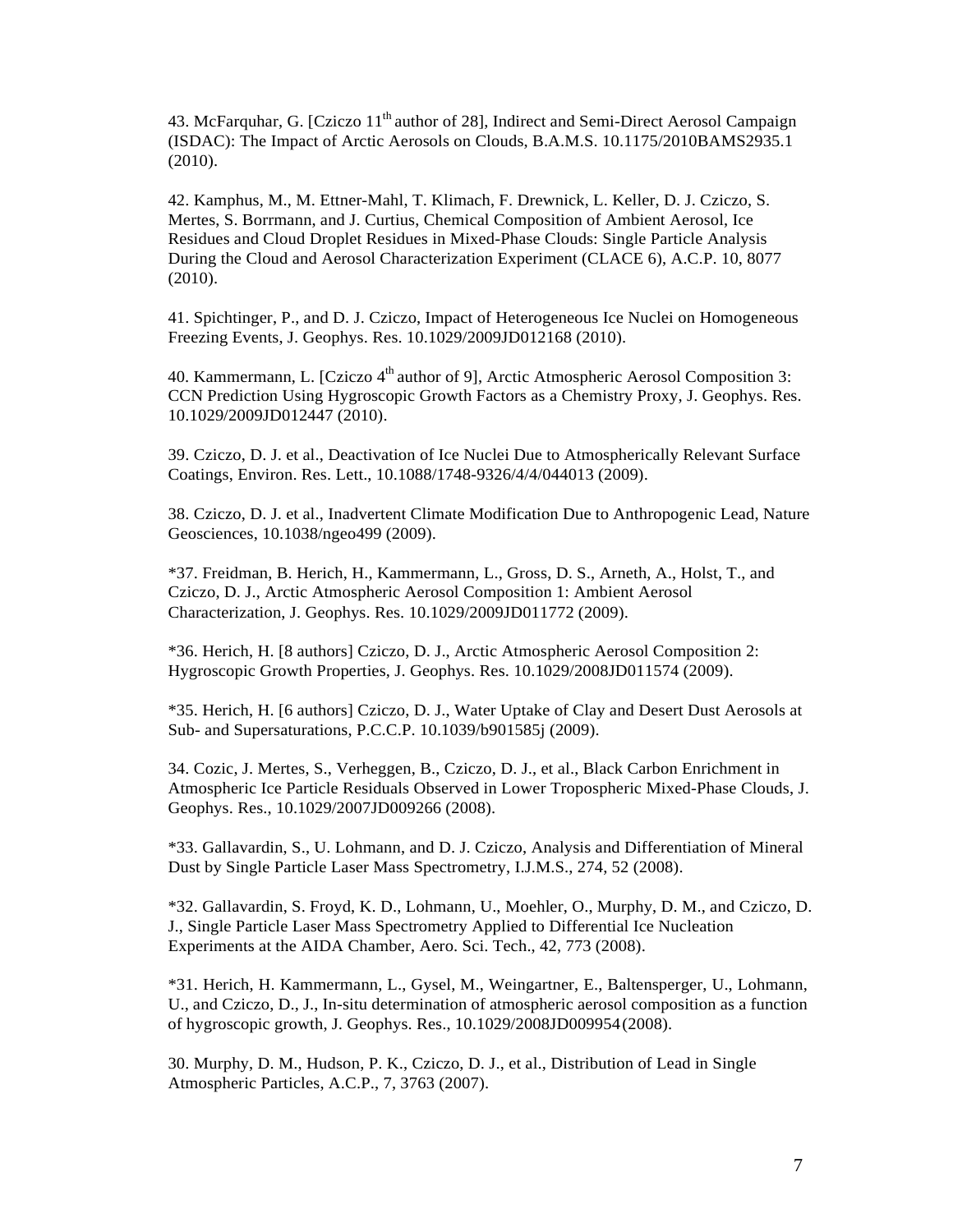43. McFarquhar, G. [Cziczo 11th author of 28], Indirect and Semi-Direct Aerosol Campaign (ISDAC): The Impact of Arctic Aerosols on Clouds, B.A.M.S. 10.1175/2010BAMS2935.1 (2010).

42. Kamphus, M., M. Ettner-Mahl, T. Klimach, F. Drewnick, L. Keller, D. J. Cziczo, S. Mertes, S. Borrmann, and J. Curtius, Chemical Composition of Ambient Aerosol, Ice Residues and Cloud Droplet Residues in Mixed-Phase Clouds: Single Particle Analysis During the Cloud and Aerosol Characterization Experiment (CLACE 6), A.C.P. 10, 8077 (2010).

41. Spichtinger, P., and D. J. Cziczo, Impact of Heterogeneous Ice Nuclei on Homogeneous Freezing Events, J. Geophys. Res. 10.1029/2009JD012168 (2010).

40. Kammermann, L. [Cziczo 4th author of 9], Arctic Atmospheric Aerosol Composition 3: CCN Prediction Using Hygroscopic Growth Factors as a Chemistry Proxy, J. Geophys. Res. 10.1029/2009JD012447 (2010).

39. Cziczo, D. J. et al., Deactivation of Ice Nuclei Due to Atmospherically Relevant Surface Coatings, Environ. Res. Lett., 10.1088/1748-9326/4/4/044013 (2009).

38. Cziczo, D. J. et al., Inadvertent Climate Modification Due to Anthropogenic Lead, Nature Geosciences, 10.1038/ngeo499 (2009).

*37. Freidman, B. Herich, H., Kammermann, L., Gross, D. S., Arneth, A., Holst, T., and Cziczo, D. J., Arctic Atmospheric Aerosol Composition 1: Ambient Aerosol Characterization, J. Geophys. Res. 10.1029/2009JD011772 (2009).

*36. Herich, H. [8 authors] Cziczo, D. J., Arctic Atmospheric Aerosol Composition 2: Hygroscopic Growth Properties, J. Geophys. Res. 10.1029/2008JD011574 (2009).

*35. Herich, H. [6 authors] Cziczo, D. J., Water Uptake of Clay and Desert Dust Aerosols at Sub- and Supersaturations, P.C.C.P. 10.1039/b901585j (2009).

34. Cozic, J. Mertes, S., Verheggen, B., Cziczo, D. J., et al., Black Carbon Enrichment in Atmospheric Ice Particle Residuals Observed in Lower Tropospheric Mixed-Phase Clouds, J. Geophys. Res., 10.1029/2007JD009266 (2008).

*33. Gallavardin, S., U. Lohmann, and D. J. Cziczo, Analysis and Differentiation of Mineral Dust by Single Particle Laser Mass Spectrometry, I.J.M.S., 274, 52 (2008).

*32. Gallavardin, S. Froyd, K. D., Lohmann, U., Moehler, O., Murphy, D. M., and Cziczo, D. J., Single Particle Laser Mass Spectrometry Applied to Differential Ice Nucleation Experiments at the AIDA Chamber, Aero. Sci. Tech., 42, 773 (2008).

*31. Herich, H. Kammermann, L., Gysel, M., Weingartner, E., Baltensperger, U., Lohmann, U., and Cziczo, D., J., In-situ determination of atmospheric aerosol composition as a function of hygroscopic growth, J. Geophys. Res., 10.1029/2008JD009954 (2008).

30. Murphy, D. M., Hudson, P. K., Cziczo, D. J., et al., Distribution of Lead in Single Atmospheric Particles, A.C.P., 7, 3763 (2007).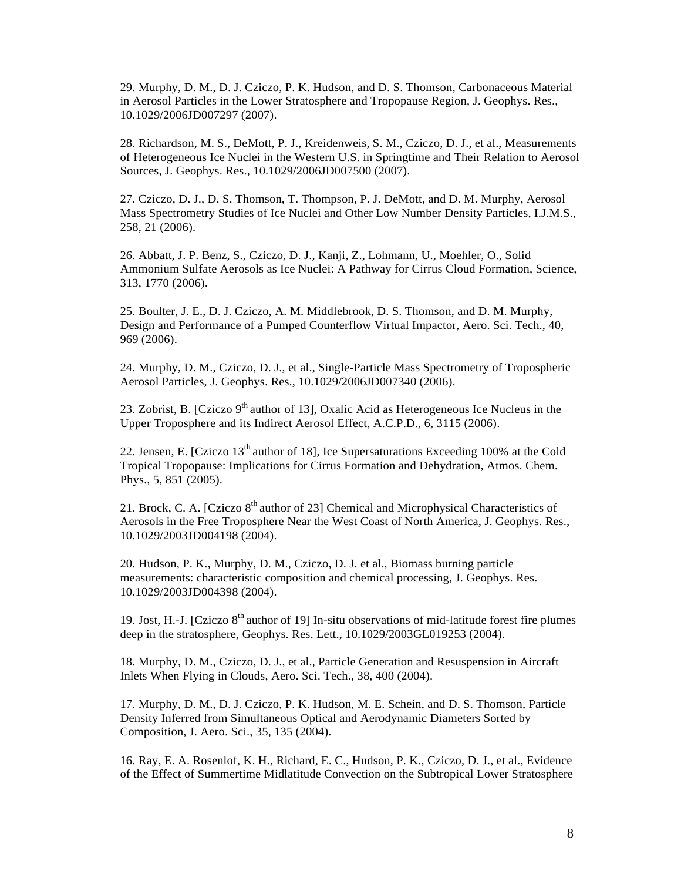29. Murphy, D. M., D. J. Cziczo, P. K. Hudson, and D. S. Thomson, Carbonaceous Material in Aerosol Particles in the Lower Stratosphere and Tropopause Region, J. Geophys. Res., 10.1029/2006JD007297 (2007).

28. Richardson, M. S., DeMott, P. J., Kreidenweis, S. M., Cziczo, D. J., et al., Measurements of Heterogeneous Ice Nuclei in the Western U.S. in Springtime and Their Relation to Aerosol Sources, J. Geophys. Res., 10.1029/2006JD007500 (2007).

27. Cziczo, D. J., D. S. Thomson, T. Thompson, P. J. DeMott, and D. M. Murphy, Aerosol Mass Spectrometry Studies of Ice Nuclei and Other Low Number Density Particles, I.J.M.S., 258, 21 (2006).

26. Abbatt, J. P. Benz, S., Cziczo, D. J., Kanji, Z., Lohmann, U., Moehler, O., Solid Ammonium Sulfate Aerosols as Ice Nuclei: A Pathway for Cirrus Cloud Formation, Science, 313, 1770 (2006).

25. Boulter, J. E., D. J. Cziczo, A. M. Middlebrook, D. S. Thomson, and D. M. Murphy, Design and Performance of a Pumped Counterflow Virtual Impactor, Aero. Sci. Tech., 40, 969 (2006).

24. Murphy, D. M., Cziczo, D. J., et al., Single-Particle Mass Spectrometry of Tropospheric Aerosol Particles, J. Geophys. Res., 10.1029/2006JD007340 (2006).

23. Zobrist, B. [Cziczo 9th author of 13], Oxalic Acid as Heterogeneous Ice Nucleus in the Upper Troposphere and its Indirect Aerosol Effect, A.C.P.D., 6, 3115 (2006).

22. Jensen, E. [Cziczo 13th author of 18], Ice Supersaturations Exceeding 100% at the Cold Tropical Tropopause: Implications for Cirrus Formation and Dehydration, Atmos. Chem. Phys., 5, 851 (2005).

21. Brock, C. A. [Cziczo 8th author of 23] Chemical and Microphysical Characteristics of Aerosols in the Free Troposphere Near the West Coast of North America, J. Geophys. Res., 10.1029/2003JD004198 (2004).

20. Hudson, P. K., Murphy, D. M., Cziczo, D. J. et al., Biomass burning particle measurements: characteristic composition and chemical processing, J. Geophys. Res. 10.1029/2003JD004398 (2004).

19. Jost, H.-J. [Cziczo 8th author of 19] In-situ observations of mid-latitude forest fire plumes deep in the stratosphere, Geophys. Res. Lett., 10.1029/2003GL019253 (2004).

18. Murphy, D. M., Cziczo, D. J., et al., Particle Generation and Resuspension in Aircraft Inlets When Flying in Clouds, Aero. Sci. Tech., 38, 400 (2004).

17. Murphy, D. M., D. J. Cziczo, P. K. Hudson, M. E. Schein, and D. S. Thomson, Particle Density Inferred from Simultaneous Optical and Aerodynamic Diameters Sorted by Composition, J. Aero. Sci., 35, 135 (2004).

16. Ray, E. A. Rosenlof, K. H., Richard, E. C., Hudson, P. K., Cziczo, D. J., et al., Evidence of the Effect of Summertime Midlatitude Convection on the Subtropical Lower Stratosphere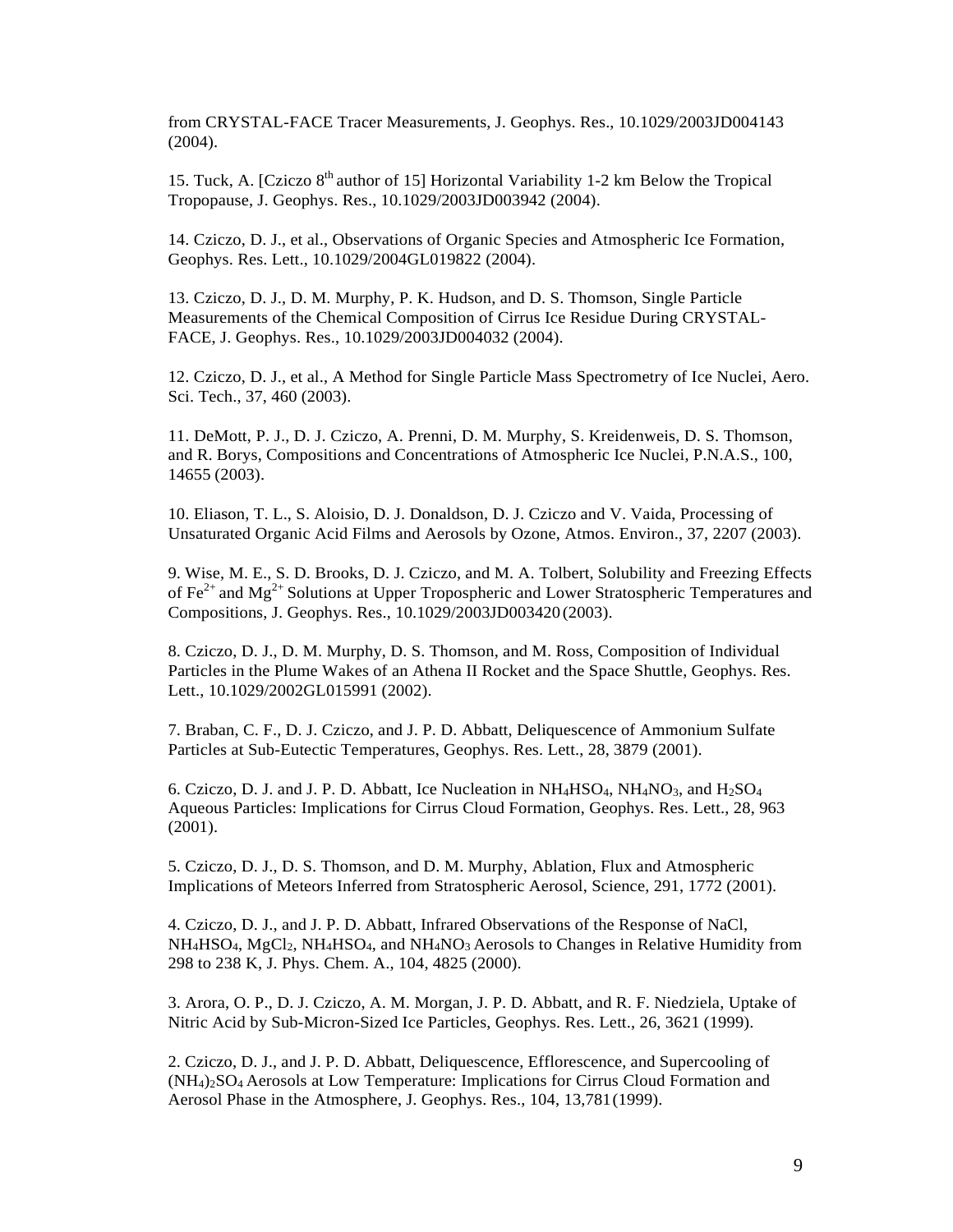from CRYSTAL-FACE Tracer Measurements, J. Geophys. Res., 10.1029/2003JD004143 (2004).

15. Tuck, A. [Cziczo 8$^{th}$ author of 15] Horizontal Variability 1-2 km Below the Tropical Tropopause, J. Geophys. Res., 10.1029/2003JD003942 (2004).

14. Cziczo, D. J., et al., Observations of Organic Species and Atmospheric Ice Formation, Geophys. Res. Lett., 10.1029/2004GL019822 (2004).

13. Cziczo, D. J., D. M. Murphy, P. K. Hudson, and D. S. Thomson, Single Particle Measurements of the Chemical Composition of Cirrus Ice Residue During CRYSTAL-FACE, J. Geophys. Res., 10.1029/2003JD004032 (2004).

12. Cziczo, D. J., et al., A Method for Single Particle Mass Spectrometry of Ice Nuclei, Aero. Sci. Tech., 37, 460 (2003).

11. DeMott, P. J., D. J. Cziczo, A. Prenni, D. M. Murphy, S. Kreidenweis, D. S. Thomson, and R. Borys, Compositions and Concentrations of Atmospheric Ice Nuclei, P.N.A.S., 100, 14655 (2003).

10. Eliason, T. L., S. Aloisio, D. J. Donaldson, D. J. Cziczo and V. Vaida, Processing of Unsaturated Organic Acid Films and Aerosols by Ozone, Atmos. Environ., 37, 2207 (2003).

9. Wise, M. E., S. D. Brooks, D. J. Cziczo, and M. A. Tolbert, Solubility and Freezing Effects of $Fe^{2+}$ and $Mg^{2+}$ Solutions at Upper Tropospheric and Lower Stratospheric Temperatures and Compositions, J. Geophys. Res., 10.1029/2003JD003420 (2003).

8. Cziczo, D. J., D. M. Murphy, D. S. Thomson, and M. Ross, Composition of Individual Particles in the Plume Wakes of an Athena II Rocket and the Space Shuttle, Geophys. Res. Lett., 10.1029/2002GL015991 (2002).

7. Braban, C. F., D. J. Cziczo, and J. P. D. Abbatt, Deliquescence of Ammonium Sulfate Particles at Sub-Eutectic Temperatures, Geophys. Res. Lett., 28, 3879 (2001).

6. Cziczo, D. J. and J. P. D. Abbatt, Ice Nucleation in $NH_4HSO_4$, $NH_4NO_3$, and $H_2SO_4$ Aqueous Particles: Implications for Cirrus Cloud Formation, Geophys. Res. Lett., 28, 963 (2001).

5. Cziczo, D. J., D. S. Thomson, and D. M. Murphy, Ablation, Flux and Atmospheric Implications of Meteors Inferred from Stratospheric Aerosol, Science, 291, 1772 (2001).

4. Cziczo, D. J., and J. P. D. Abbatt, Infrared Observations of the Response of NaCl, $NH_4HSO_4$, $MgCl_2$, $NH_4HSO_4$, and $NH_4NO_3$ Aerosols to Changes in Relative Humidity from 298 to 238 K, J. Phys. Chem. A., 104, 4825 (2000).

3. Arora, O. P., D. J. Cziczo, A. M. Morgan, J. P. D. Abbatt, and R. F. Niedziela, Uptake of Nitric Acid by Sub-Micron-Sized Ice Particles, Geophys. Res. Lett., 26, 3621 (1999).

2. Cziczo, D. J., and J. P. D. Abbatt, Deliquescence, Efflorescence, and Supercooling of $(NH_4)_2SO_4$ Aerosols at Low Temperature: Implications for Cirrus Cloud Formation and Aerosol Phase in the Atmosphere, J. Geophys. Res., 104, 13,781 (1999).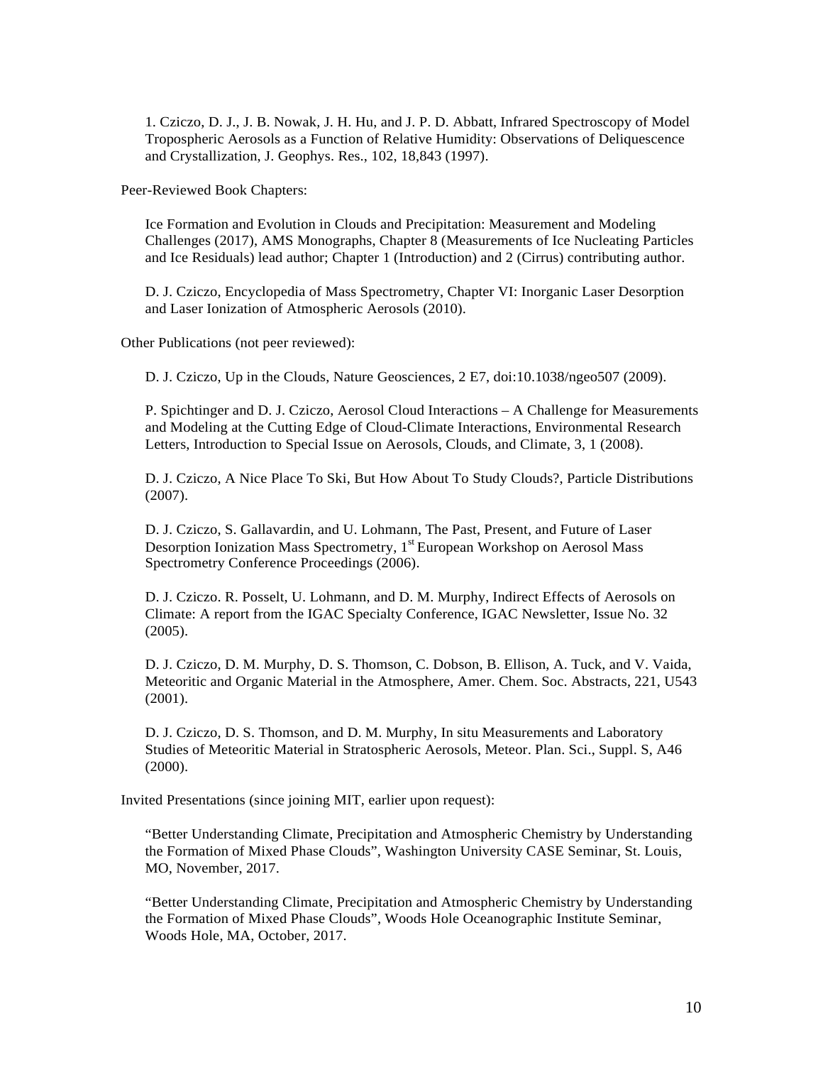1. Cziczo, D. J., J. B. Nowak, J. H. Hu, and J. P. D. Abbatt, Infrared Spectroscopy of Model Tropospheric Aerosols as a Function of Relative Humidity: Observations of Deliquescence and Crystallization, J. Geophys. Res., 102, 18,843 (1997).

Peer-Reviewed Book Chapters:

Ice Formation and Evolution in Clouds and Precipitation: Measurement and Modeling Challenges (2017), AMS Monographs, Chapter 8 (Measurements of Ice Nucleating Particles and Ice Residuals) lead author; Chapter 1 (Introduction) and 2 (Cirrus) contributing author.

D. J. Cziczo, Encyclopedia of Mass Spectrometry, Chapter VI: Inorganic Laser Desorption and Laser Ionization of Atmospheric Aerosols (2010).

Other Publications (not peer reviewed):

D. J. Cziczo, Up in the Clouds, Nature Geosciences, 2 E7, doi:10.1038/ngeo507 (2009).

P. Spichtinger and D. J. Cziczo, Aerosol Cloud Interactions – A Challenge for Measurements and Modeling at the Cutting Edge of Cloud-Climate Interactions, Environmental Research Letters, Introduction to Special Issue on Aerosols, Clouds, and Climate, 3, 1 (2008).

D. J. Cziczo, A Nice Place To Ski, But How About To Study Clouds?, Particle Distributions (2007).

D. J. Cziczo, S. Gallavardin, and U. Lohmann, The Past, Present, and Future of Laser Desorption Ionization Mass Spectrometry, 1st European Workshop on Aerosol Mass Spectrometry Conference Proceedings (2006).

D. J. Cziczo. R. Posselt, U. Lohmann, and D. M. Murphy, Indirect Effects of Aerosols on Climate: A report from the IGAC Specialty Conference, IGAC Newsletter, Issue No. 32 (2005).

D. J. Cziczo, D. M. Murphy, D. S. Thomson, C. Dobson, B. Ellison, A. Tuck, and V. Vaida, Meteoritic and Organic Material in the Atmosphere, Amer. Chem. Soc. Abstracts, 221, U543 (2001).

D. J. Cziczo, D. S. Thomson, and D. M. Murphy, In situ Measurements and Laboratory Studies of Meteoritic Material in Stratospheric Aerosols, Meteor. Plan. Sci., Suppl. S, A46 (2000).

Invited Presentations (since joining MIT, earlier upon request):

"Better Understanding Climate, Precipitation and Atmospheric Chemistry by Understanding the Formation of Mixed Phase Clouds", Washington University CASE Seminar, St. Louis, MO, November, 2017.

"Better Understanding Climate, Precipitation and Atmospheric Chemistry by Understanding the Formation of Mixed Phase Clouds", Woods Hole Oceanographic Institute Seminar, Woods Hole, MA, October, 2017.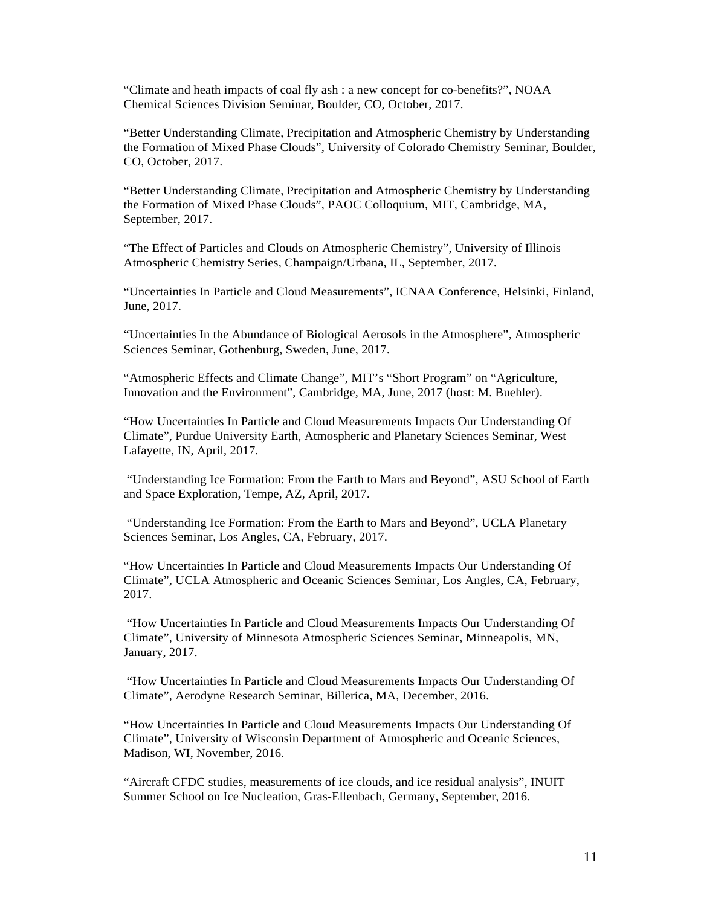"Climate and heath impacts of coal fly ash : a new concept for co-benefits?", NOAA Chemical Sciences Division Seminar, Boulder, CO, October, 2017.

"Better Understanding Climate, Precipitation and Atmospheric Chemistry by Understanding the Formation of Mixed Phase Clouds", University of Colorado Chemistry Seminar, Boulder, CO, October, 2017.

"Better Understanding Climate, Precipitation and Atmospheric Chemistry by Understanding the Formation of Mixed Phase Clouds", PAOC Colloquium, MIT, Cambridge, MA, September, 2017.

"The Effect of Particles and Clouds on Atmospheric Chemistry", University of Illinois Atmospheric Chemistry Series, Champaign/Urbana, IL, September, 2017.

"Uncertainties In Particle and Cloud Measurements", ICNAA Conference, Helsinki, Finland, June, 2017.

"Uncertainties In the Abundance of Biological Aerosols in the Atmosphere", Atmospheric Sciences Seminar, Gothenburg, Sweden, June, 2017.

"Atmospheric Effects and Climate Change", MIT's "Short Program" on "Agriculture, Innovation and the Environment", Cambridge, MA, June, 2017 (host: M. Buehler).

"How Uncertainties In Particle and Cloud Measurements Impacts Our Understanding Of Climate", Purdue University Earth, Atmospheric and Planetary Sciences Seminar, West Lafayette, IN, April, 2017.

"Understanding Ice Formation: From the Earth to Mars and Beyond", ASU School of Earth and Space Exploration, Tempe, AZ, April, 2017.

"Understanding Ice Formation: From the Earth to Mars and Beyond", UCLA Planetary Sciences Seminar, Los Angles, CA, February, 2017.

"How Uncertainties In Particle and Cloud Measurements Impacts Our Understanding Of Climate", UCLA Atmospheric and Oceanic Sciences Seminar, Los Angles, CA, February, 2017.

"How Uncertainties In Particle and Cloud Measurements Impacts Our Understanding Of Climate", University of Minnesota Atmospheric Sciences Seminar, Minneapolis, MN, January, 2017.

"How Uncertainties In Particle and Cloud Measurements Impacts Our Understanding Of Climate", Aerodyne Research Seminar, Billerica, MA, December, 2016.

"How Uncertainties In Particle and Cloud Measurements Impacts Our Understanding Of Climate", University of Wisconsin Department of Atmospheric and Oceanic Sciences, Madison, WI, November, 2016.

"Aircraft CFDC studies, measurements of ice clouds, and ice residual analysis", INUIT Summer School on Ice Nucleation, Gras-Ellenbach, Germany, September, 2016.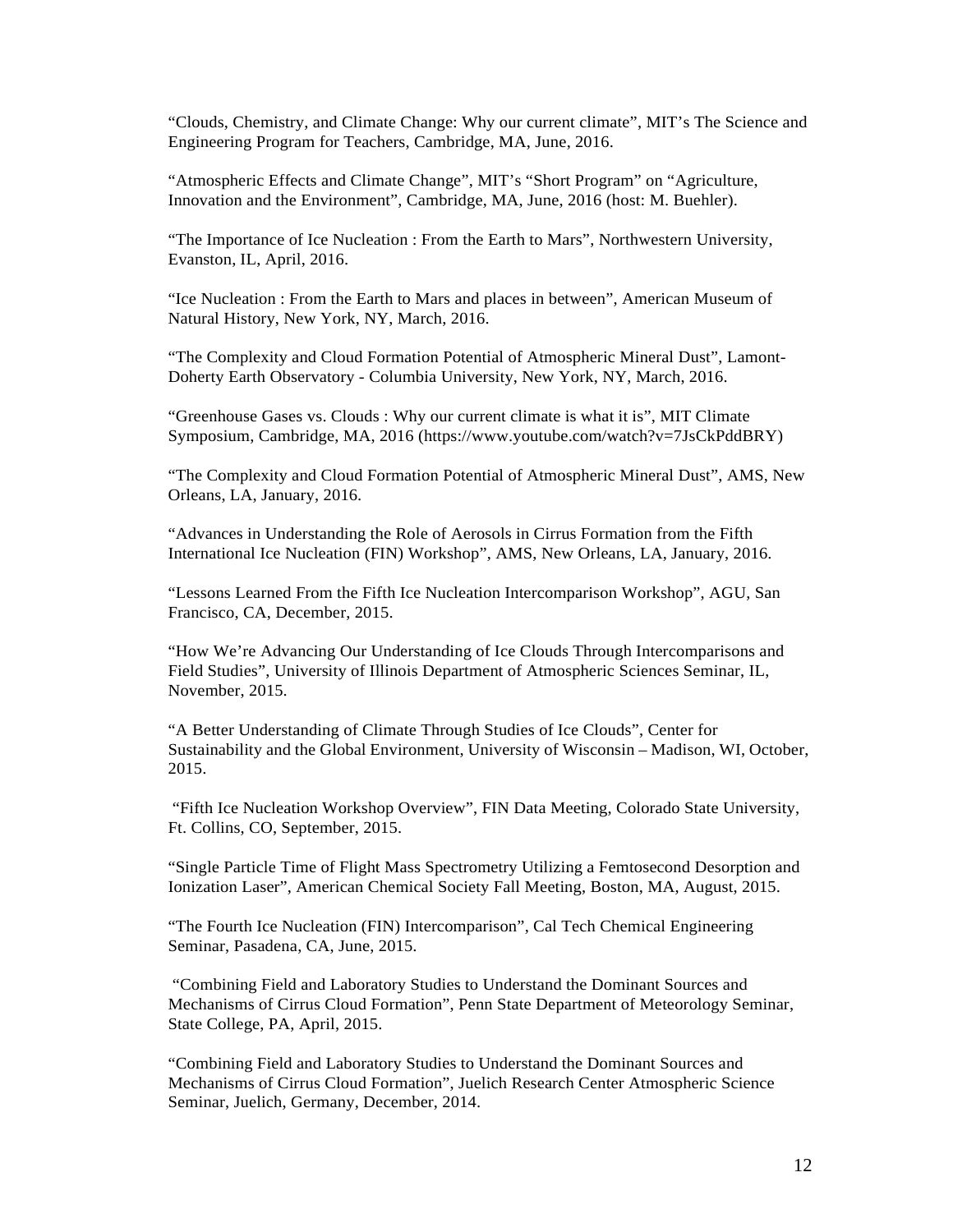"Clouds, Chemistry, and Climate Change: Why our current climate", MIT's The Science and Engineering Program for Teachers, Cambridge, MA, June, 2016.

"Atmospheric Effects and Climate Change", MIT's "Short Program" on "Agriculture, Innovation and the Environment", Cambridge, MA, June, 2016 (host: M. Buehler).

"The Importance of Ice Nucleation : From the Earth to Mars", Northwestern University, Evanston, IL, April, 2016.

"Ice Nucleation : From the Earth to Mars and places in between", American Museum of Natural History, New York, NY, March, 2016.

"The Complexity and Cloud Formation Potential of Atmospheric Mineral Dust", Lamont-Doherty Earth Observatory - Columbia University, New York, NY, March, 2016.

"Greenhouse Gases vs. Clouds : Why our current climate is what it is", MIT Climate Symposium, Cambridge, MA, 2016 (https://www.youtube.com/watch?v=7JsCkPddBRY)

"The Complexity and Cloud Formation Potential of Atmospheric Mineral Dust", AMS, New Orleans, LA, January, 2016.

"Advances in Understanding the Role of Aerosols in Cirrus Formation from the Fifth International Ice Nucleation (FIN) Workshop", AMS, New Orleans, LA, January, 2016.

"Lessons Learned From the Fifth Ice Nucleation Intercomparison Workshop", AGU, San Francisco, CA, December, 2015.

"How We're Advancing Our Understanding of Ice Clouds Through Intercomparisons and Field Studies", University of Illinois Department of Atmospheric Sciences Seminar, IL, November, 2015.

"A Better Understanding of Climate Through Studies of Ice Clouds", Center for Sustainability and the Global Environment, University of Wisconsin – Madison, WI, October, 2015.

"Fifth Ice Nucleation Workshop Overview", FIN Data Meeting, Colorado State University, Ft. Collins, CO, September, 2015.

"Single Particle Time of Flight Mass Spectrometry Utilizing a Femtosecond Desorption and Ionization Laser", American Chemical Society Fall Meeting, Boston, MA, August, 2015.

"The Fourth Ice Nucleation (FIN) Intercomparison", Cal Tech Chemical Engineering Seminar, Pasadena, CA, June, 2015.

"Combining Field and Laboratory Studies to Understand the Dominant Sources and Mechanisms of Cirrus Cloud Formation", Penn State Department of Meteorology Seminar, State College, PA, April, 2015.

"Combining Field and Laboratory Studies to Understand the Dominant Sources and Mechanisms of Cirrus Cloud Formation", Juelich Research Center Atmospheric Science Seminar, Juelich, Germany, December, 2014.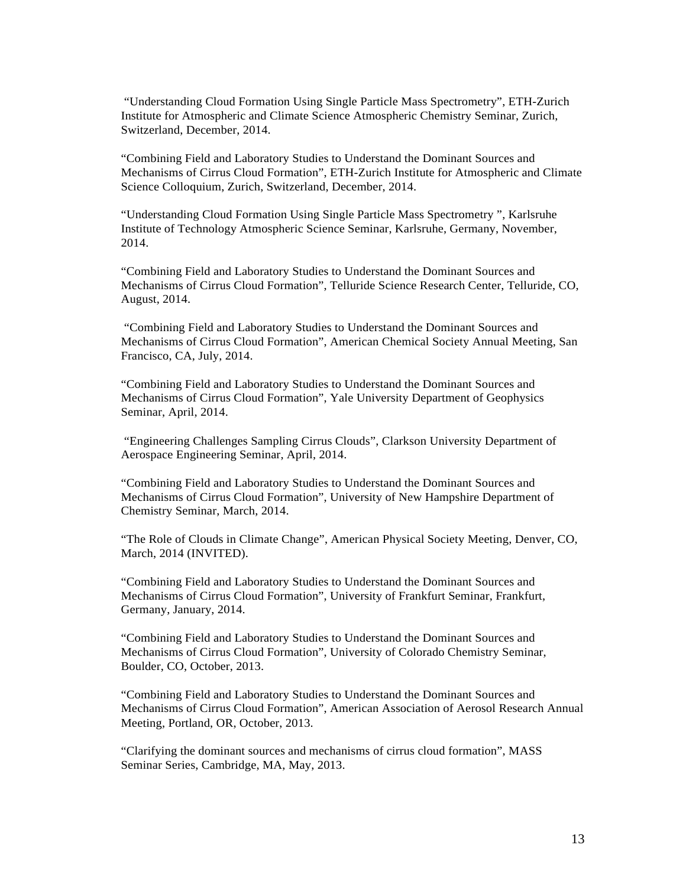"Understanding Cloud Formation Using Single Particle Mass Spectrometry", ETH-Zurich Institute for Atmospheric and Climate Science Atmospheric Chemistry Seminar, Zurich, Switzerland, December, 2014.

"Combining Field and Laboratory Studies to Understand the Dominant Sources and Mechanisms of Cirrus Cloud Formation", ETH-Zurich Institute for Atmospheric and Climate Science Colloquium, Zurich, Switzerland, December, 2014.

"Understanding Cloud Formation Using Single Particle Mass Spectrometry ", Karlsruhe Institute of Technology Atmospheric Science Seminar, Karlsruhe, Germany, November, 2014.

"Combining Field and Laboratory Studies to Understand the Dominant Sources and Mechanisms of Cirrus Cloud Formation", Telluride Science Research Center, Telluride, CO, August, 2014.

"Combining Field and Laboratory Studies to Understand the Dominant Sources and Mechanisms of Cirrus Cloud Formation", American Chemical Society Annual Meeting, San Francisco, CA, July, 2014.

"Combining Field and Laboratory Studies to Understand the Dominant Sources and Mechanisms of Cirrus Cloud Formation", Yale University Department of Geophysics Seminar, April, 2014.

"Engineering Challenges Sampling Cirrus Clouds", Clarkson University Department of Aerospace Engineering Seminar, April, 2014.

"Combining Field and Laboratory Studies to Understand the Dominant Sources and Mechanisms of Cirrus Cloud Formation", University of New Hampshire Department of Chemistry Seminar, March, 2014.

"The Role of Clouds in Climate Change", American Physical Society Meeting, Denver, CO, March, 2014 (INVITED).

"Combining Field and Laboratory Studies to Understand the Dominant Sources and Mechanisms of Cirrus Cloud Formation", University of Frankfurt Seminar, Frankfurt, Germany, January, 2014.

"Combining Field and Laboratory Studies to Understand the Dominant Sources and Mechanisms of Cirrus Cloud Formation", University of Colorado Chemistry Seminar, Boulder, CO, October, 2013.

"Combining Field and Laboratory Studies to Understand the Dominant Sources and Mechanisms of Cirrus Cloud Formation", American Association of Aerosol Research Annual Meeting, Portland, OR, October, 2013.

"Clarifying the dominant sources and mechanisms of cirrus cloud formation", MASS Seminar Series, Cambridge, MA, May, 2013.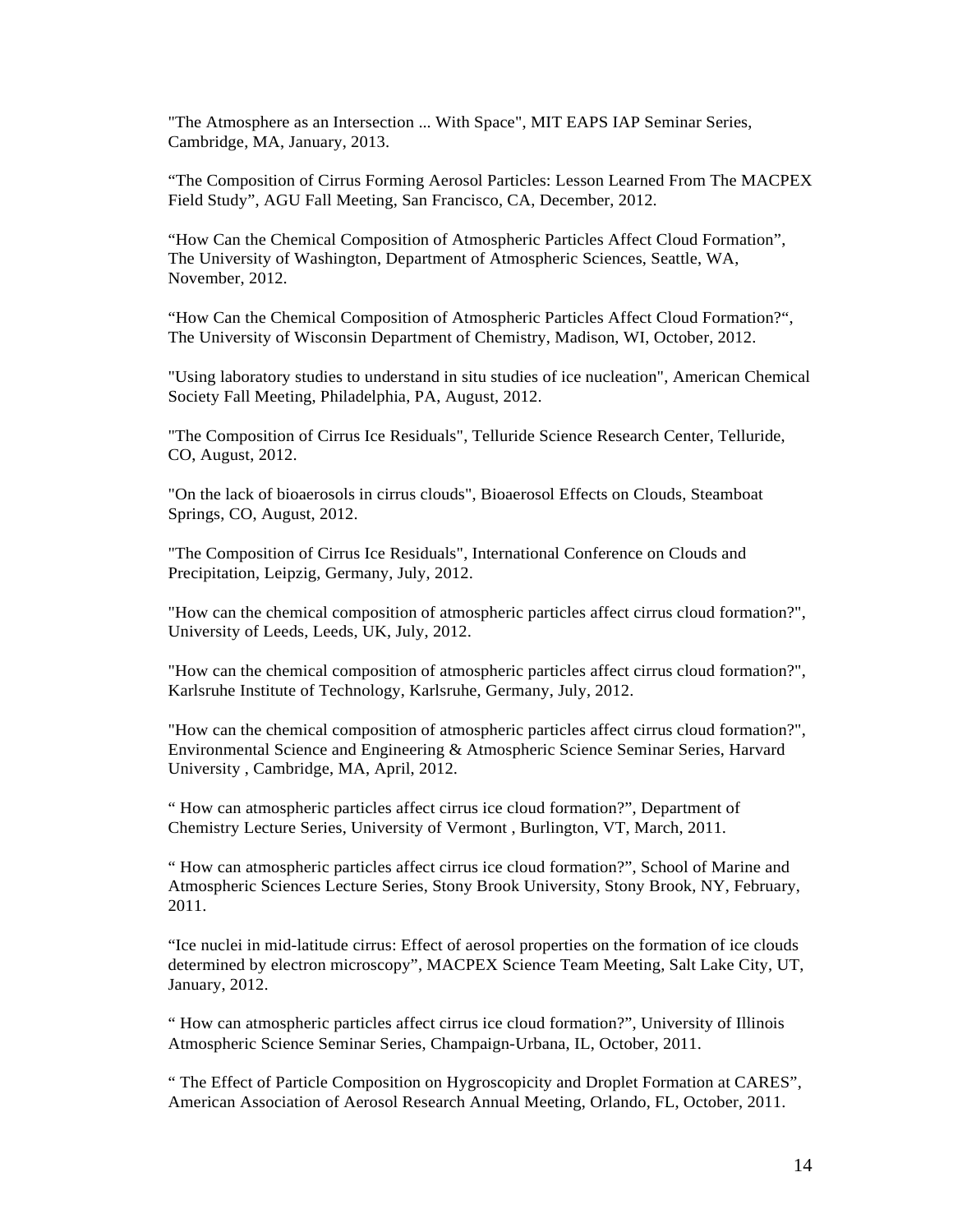"The Atmosphere as an Intersection ... With Space", MIT EAPS IAP Seminar Series, Cambridge, MA, January, 2013.

“The Composition of Cirrus Forming Aerosol Particles: Lesson Learned From The MACPEX Field Study”, AGU Fall Meeting, San Francisco, CA, December, 2012.

“How Can the Chemical Composition of Atmospheric Particles Affect Cloud Formation”, The University of Washington, Department of Atmospheric Sciences, Seattle, WA, November, 2012.

“How Can the Chemical Composition of Atmospheric Particles Affect Cloud Formation?“, The University of Wisconsin Department of Chemistry, Madison, WI, October, 2012.

"Using laboratory studies to understand in situ studies of ice nucleation", American Chemical Society Fall Meeting, Philadelphia, PA, August, 2012.

"The Composition of Cirrus Ice Residuals", Telluride Science Research Center, Telluride, CO, August, 2012.

"On the lack of bioaerosols in cirrus clouds", Bioaerosol Effects on Clouds, Steamboat Springs, CO, August, 2012.

"The Composition of Cirrus Ice Residuals", International Conference on Clouds and Precipitation, Leipzig, Germany, July, 2012.

"How can the chemical composition of atmospheric particles affect cirrus cloud formation?", University of Leeds, Leeds, UK, July, 2012.

"How can the chemical composition of atmospheric particles affect cirrus cloud formation?", Karlsruhe Institute of Technology, Karlsruhe, Germany, July, 2012.

"How can the chemical composition of atmospheric particles affect cirrus cloud formation?", Environmental Science and Engineering & Atmospheric Science Seminar Series, Harvard University , Cambridge, MA, April, 2012.

“ How can atmospheric particles affect cirrus ice cloud formation?”, Department of Chemistry Lecture Series, University of Vermont , Burlington, VT, March, 2011.

“ How can atmospheric particles affect cirrus ice cloud formation?”, School of Marine and Atmospheric Sciences Lecture Series, Stony Brook University, Stony Brook, NY, February, 2011.

“Ice nuclei in mid-latitude cirrus: Effect of aerosol properties on the formation of ice clouds determined by electron microscopy”, MACPEX Science Team Meeting, Salt Lake City, UT, January, 2012.

“ How can atmospheric particles affect cirrus ice cloud formation?”, University of Illinois Atmospheric Science Seminar Series, Champaign-Urbana, IL, October, 2011.

“ The Effect of Particle Composition on Hygroscopicity and Droplet Formation at CARES”, American Association of Aerosol Research Annual Meeting, Orlando, FL, October, 2011.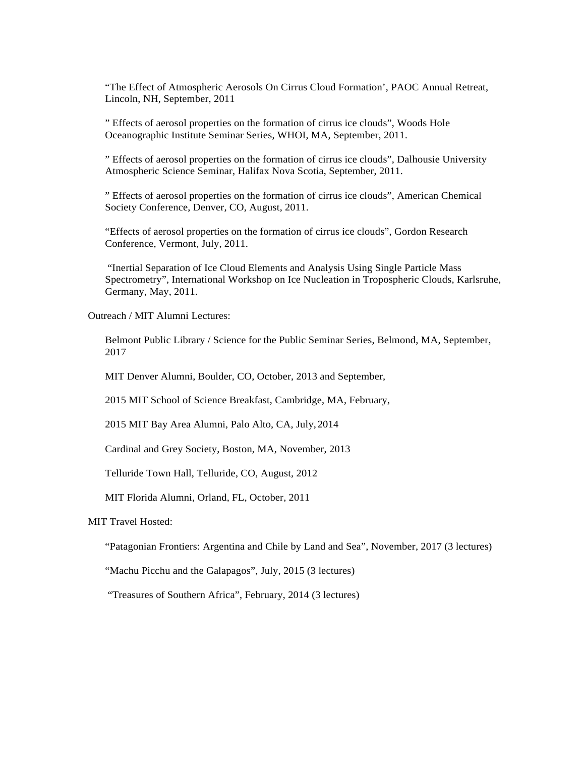"The Effect of Atmospheric Aerosols On Cirrus Cloud Formation', PAOC Annual Retreat, Lincoln, NH, September, 2011

" Effects of aerosol properties on the formation of cirrus ice clouds", Woods Hole Oceanographic Institute Seminar Series, WHOI, MA, September, 2011.

" Effects of aerosol properties on the formation of cirrus ice clouds", Dalhousie University Atmospheric Science Seminar, Halifax Nova Scotia, September, 2011.

" Effects of aerosol properties on the formation of cirrus ice clouds", American Chemical Society Conference, Denver, CO, August, 2011.

"Effects of aerosol properties on the formation of cirrus ice clouds", Gordon Research Conference, Vermont, July, 2011.

"Inertial Separation of Ice Cloud Elements and Analysis Using Single Particle Mass Spectrometry", International Workshop on Ice Nucleation in Tropospheric Clouds, Karlsruhe, Germany, May, 2011.

Outreach / MIT Alumni Lectures:

Belmont Public Library / Science for the Public Seminar Series, Belmond, MA, September, 2017

MIT Denver Alumni, Boulder, CO, October, 2013 and September,

2015 MIT School of Science Breakfast, Cambridge, MA, February,

2015 MIT Bay Area Alumni, Palo Alto, CA, July, 2014

Cardinal and Grey Society, Boston, MA, November, 2013

Telluride Town Hall, Telluride, CO, August, 2012

MIT Florida Alumni, Orland, FL, October, 2011

MIT Travel Hosted:

"Patagonian Frontiers: Argentina and Chile by Land and Sea", November, 2017 (3 lectures)

"Machu Picchu and the Galapagos", July, 2015 (3 lectures)

"Treasures of Southern Africa", February, 2014 (3 lectures)